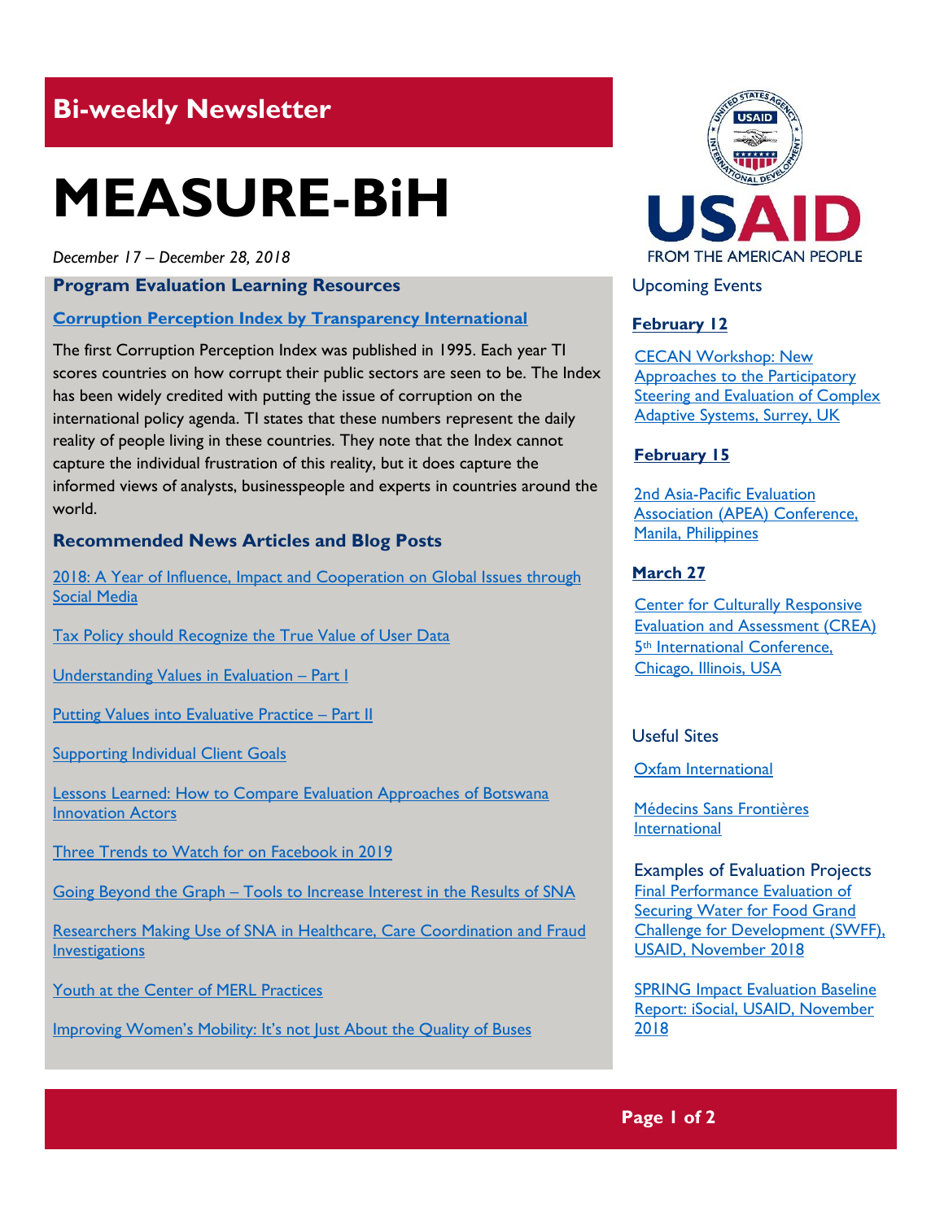## Bi-weekly Newsletter

# MEASURE-BiH

*December 17 – December 28, 2018*

### Program Evaluation Learning Resources

**Corruption Perception Index by Transparency International**

The first Corruption Perception Index was published in 1995. Each year TI scores countries on how corrupt their public sectors are seen to be. The Index has been widely credited with putting the issue of corruption on the international policy agenda. TI states that these numbers represent the daily reality of people living in these countries. They note that the Index cannot capture the individual frustration of this reality, but it does capture the informed views of analysts, businesspeople and experts in countries around the world.

### Recommended News Articles and Blog Posts

2018: A Year of Influence, Impact and Cooperation on Global Issues through Social Media

Tax Policy should Recognize the True Value of User Data

Understanding Values in Evaluation – Part I

Putting Values into Evaluative Practice – Part II

Supporting Individual Client Goals

Lessons Learned: How to Compare Evaluation Approaches of Botswana Innovation Actors

Three Trends to Watch for on Facebook in 2019

Going Beyond the Graph – Tools to Increase Interest in the Results of SNA

Researchers Making Use of SNA in Healthcare, Care Coordination and Fraud Investigations

Youth at the Center of MERL Practices

Improving Women's Mobility: It's not Just About the Quality of Buses

### Upcoming Events

**February 12**

CECAN Workshop: New Approaches to the Participatory Steering and Evaluation of Complex Adaptive Systems, Surrey, UK

**February 15**

2nd Asia-Pacific Evaluation Association (APEA) Conference, Manila, Philippines

**March 27**

Center for Culturally Responsive Evaluation and Assessment (CREA) 5th International Conference, Chicago, Illinois, USA

### Useful Sites

Oxfam International

Médecins Sans Frontières International

### Examples of Evaluation Projects

Final Performance Evaluation of Securing Water for Food Grand Challenge for Development (SWFF), USAID, November 2018

SPRING Impact Evaluation Baseline Report: iSocial, USAID, November 2018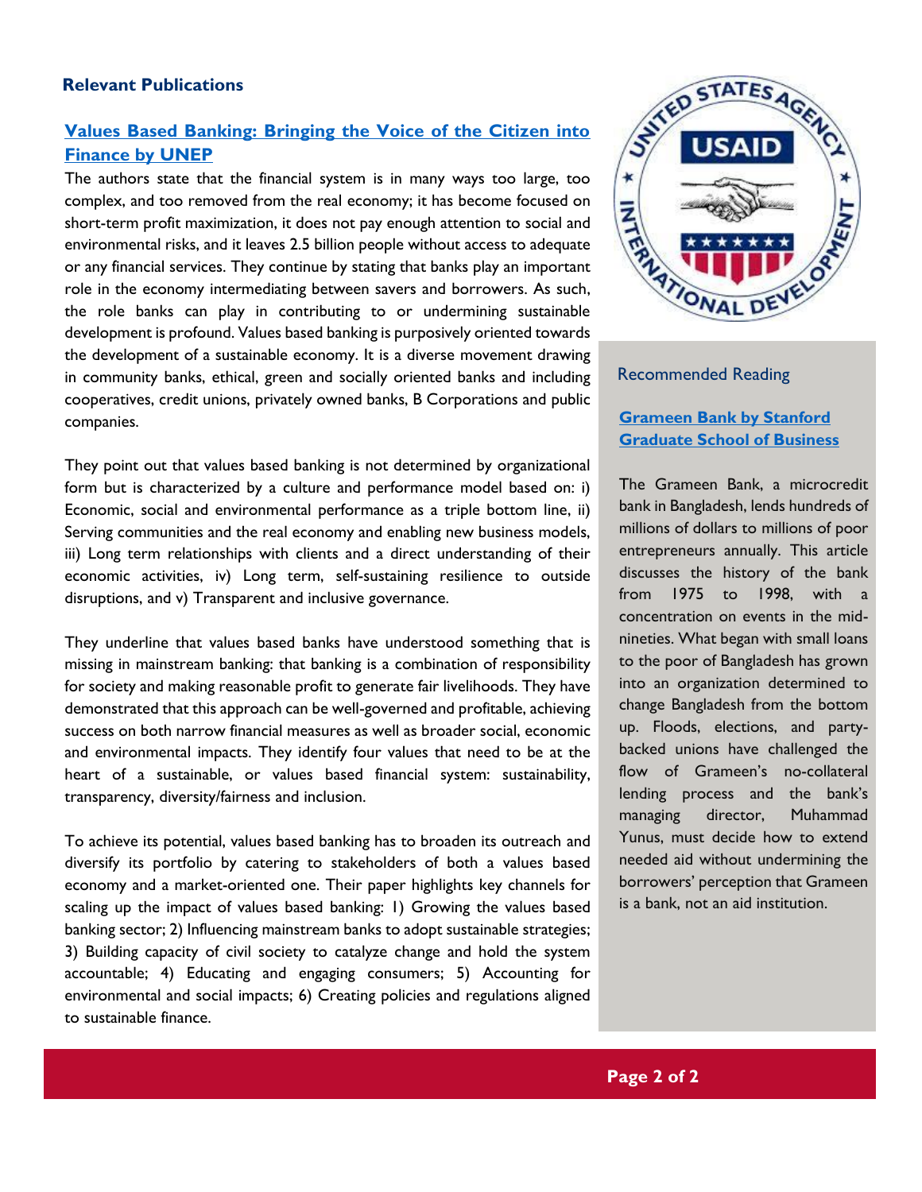## Relevant Publications

### Values Based Banking: Bringing the Voice of the Citizen into Finance by UNEP

The authors state that the financial system is in many ways too large, too complex, and too removed from the real economy; it has become focused on short-term profit maximization, it does not pay enough attention to social and environmental risks, and it leaves 2.5 billion people without access to adequate or any financial services. They continue by stating that banks play an important role in the economy intermediating between savers and borrowers. As such, the role banks can play in contributing to or undermining sustainable development is profound. Values based banking is purposively oriented towards the development of a sustainable economy. It is a diverse movement drawing in community banks, ethical, green and socially oriented banks and including cooperatives, credit unions, privately owned banks, B Corporations and public companies.

They point out that values based banking is not determined by organizational form but is characterized by a culture and performance model based on: i) Economic, social and environmental performance as a triple bottom line, ii) Serving communities and the real economy and enabling new business models, iii) Long term relationships with clients and a direct understanding of their economic activities, iv) Long term, self-sustaining resilience to outside disruptions, and v) Transparent and inclusive governance.

They underline that values based banks have understood something that is missing in mainstream banking: that banking is a combination of responsibility for society and making reasonable profit to generate fair livelihoods. They have demonstrated that this approach can be well-governed and profitable, achieving success on both narrow financial measures as well as broader social, economic and environmental impacts. They identify four values that need to be at the heart of a sustainable, or values based financial system: sustainability, transparency, diversity/fairness and inclusion.

To achieve its potential, values based banking has to broaden its outreach and diversify its portfolio by catering to stakeholders of both a values based economy and a market-oriented one. Their paper highlights key channels for scaling up the impact of values based banking: 1) Growing the values based banking sector; 2) Influencing mainstream banks to adopt sustainable strategies; 3) Building capacity of civil society to catalyze change and hold the system accountable; 4) Educating and engaging consumers; 5) Accounting for environmental and social impacts; 6) Creating policies and regulations aligned to sustainable finance.

## Recommended Reading

### Grameen Bank by Stanford Graduate School of Business

The Grameen Bank, a microcredit bank in Bangladesh, lends hundreds of millions of dollars to millions of poor entrepreneurs annually. This article discusses the history of the bank from 1975 to 1998, with a concentration on events in the mid-nineties. What began with small loans to the poor of Bangladesh has grown into an organization determined to change Bangladesh from the bottom up. Floods, elections, and party-backed unions have challenged the flow of Grameen's no-collateral lending process and the bank's managing director, Muhammad Yunus, must decide how to extend needed aid without undermining the borrowers' perception that Grameen is a bank, not an aid institution.